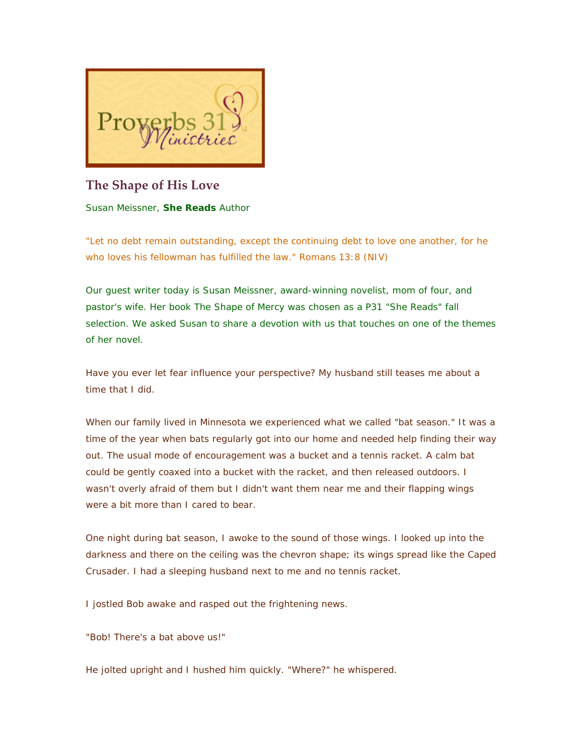Proverbs 31 Ministries

## The Shape of His Love

Susan Meissner, **She Reads** Author

"Let no debt remain outstanding, except the continuing debt to love one another, for he who loves his fellowman has fulfilled the law." Romans 13:8 (NIV)

Our guest writer today is Susan Meissner, award-winning novelist, mom of four, and pastor's wife. Her book The Shape of Mercy was chosen as a P31 "She Reads" fall selection. We asked Susan to share a devotion with us that touches on one of the themes of her novel.

Have you ever let fear influence your perspective? My husband still teases me about a time that I did.

When our family lived in Minnesota we experienced what we called "bat season." It was a time of the year when bats regularly got into our home and needed help finding their way out. The usual mode of encouragement was a bucket and a tennis racket. A calm bat could be gently coaxed into a bucket with the racket, and then released outdoors. I wasn't overly afraid of them but I didn't want them near me and their flapping wings were a bit more than I cared to bear.

One night during bat season, I awoke to the sound of those wings. I looked up into the darkness and there on the ceiling was the chevron shape; its wings spread like the Caped Crusader. I had a sleeping husband next to me and no tennis racket.

I jostled Bob awake and rasped out the frightening news.

"Bob! There's a bat above us!"

He jolted upright and I hushed him quickly. "Where?" he whispered.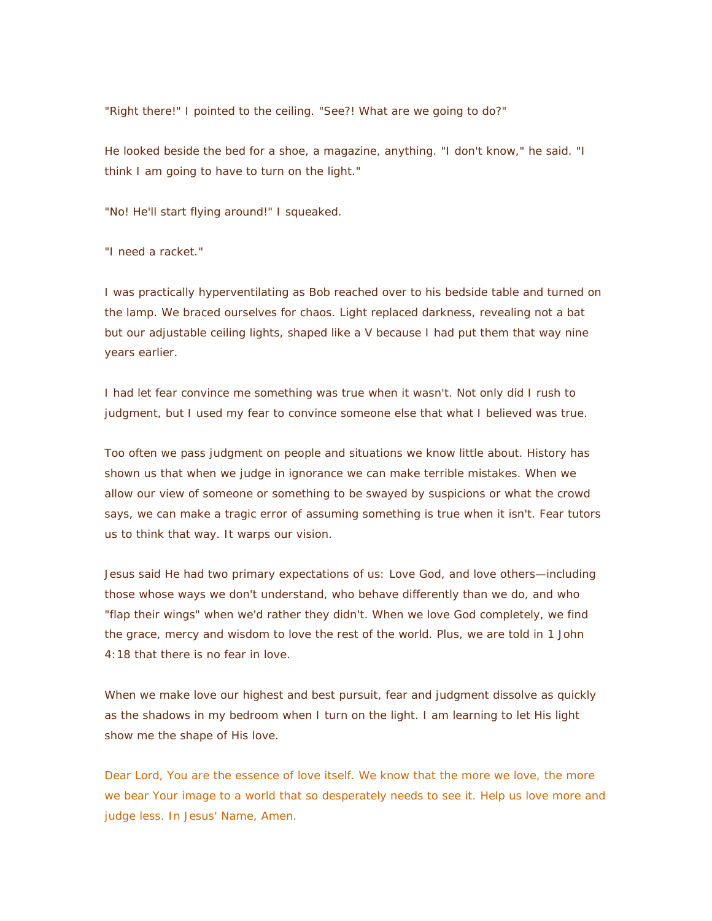"Right there!" I pointed to the ceiling. "See?! What are we going to do?"

He looked beside the bed for a shoe, a magazine, anything. "I don't know," he said. "I think I am going to have to turn on the light."

"No! He'll start flying around!" I squeaked.

"I need a racket."

I was practically hyperventilating as Bob reached over to his bedside table and turned on the lamp. We braced ourselves for chaos. Light replaced darkness, revealing not a bat but our adjustable ceiling lights, shaped like a V because I had put them that way nine years earlier.

I had let fear convince me something was true when it wasn't. Not only did I rush to judgment, but I used my fear to convince someone else that what I believed was true.

Too often we pass judgment on people and situations we know little about. History has shown us that when we judge in ignorance we can make terrible mistakes. When we allow our view of someone or something to be swayed by suspicions or what the crowd says, we can make a tragic error of assuming something is true when it isn't. Fear tutors us to think that way. It warps our vision.

Jesus said He had two primary expectations of us: Love God, and love others—including those whose ways we don't understand, who behave differently than we do, and who "flap their wings" when we'd rather they didn't. When we love God completely, we find the grace, mercy and wisdom to love the rest of the world. Plus, we are told in 1 John 4:18 that there is no fear in love.

When we make love our highest and best pursuit, fear and judgment dissolve as quickly as the shadows in my bedroom when I turn on the light. I am learning to let His light show me the shape of His love.

Dear Lord, You are the essence of love itself. We know that the more we love, the more we bear Your image to a world that so desperately needs to see it. Help us love more and judge less. In Jesus' Name, Amen.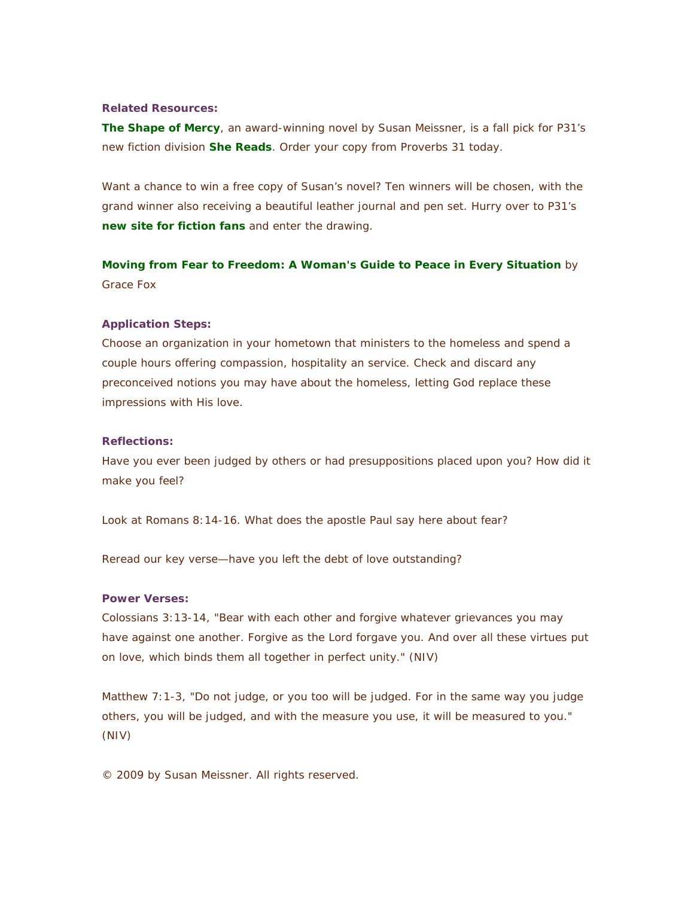**Related Resources:**

**The Shape of Mercy**, an award-winning novel by Susan Meissner, is a fall pick for P31's new fiction division **She Reads**. Order your copy from Proverbs 31 today.

Want a chance to win a free copy of Susan's novel? Ten winners will be chosen, with the grand winner also receiving a beautiful leather journal and pen set. Hurry over to P31's **new site for fiction fans** and enter the drawing.

**Moving from Fear to Freedom: A Woman's Guide to Peace in Every Situation** by Grace Fox

**Application Steps:**

Choose an organization in your hometown that ministers to the homeless and spend a couple hours offering compassion, hospitality an service. Check and discard any preconceived notions you may have about the homeless, letting God replace these impressions with His love.

**Reflections:**

Have you ever been judged by others or had presuppositions placed upon you? How did it make you feel?

Look at Romans 8:14-16. What does the apostle Paul say here about fear?

Reread our key verse—have you left the debt of love outstanding?

**Power Verses:**

Colossians 3:13-14, "Bear with each other and forgive whatever grievances you may have against one another. Forgive as the Lord forgave you. And over all these virtues put on love, which binds them all together in perfect unity." (NIV)

Matthew 7:1-3, "Do not judge, or you too will be judged. For in the same way you judge others, you will be judged, and with the measure you use, it will be measured to you." (NIV)

© 2009 by Susan Meissner. All rights reserved.